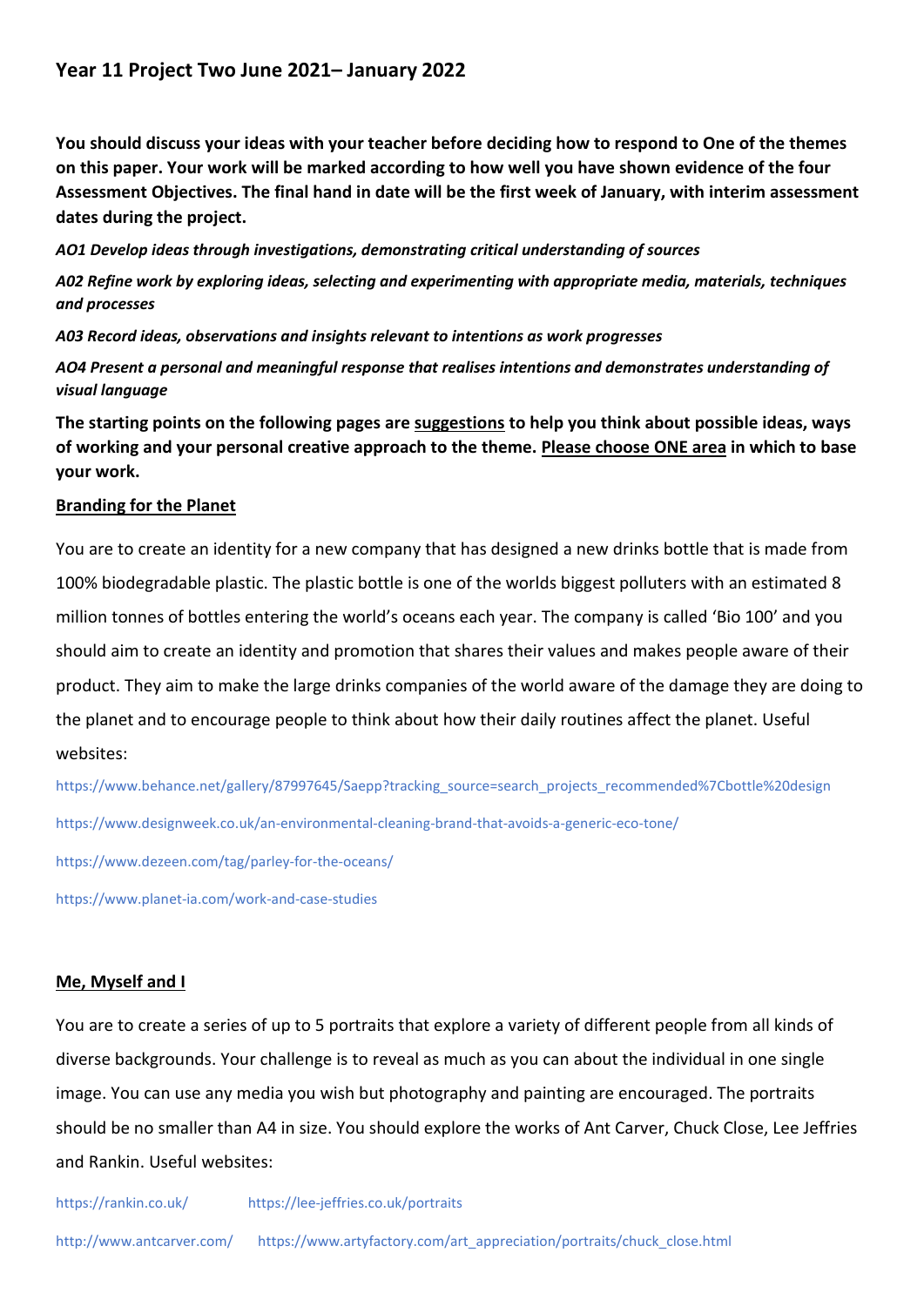# Year 11 Project Two June 2021– January 2022

**You should discuss your ideas with your teacher before deciding how to respond to One of the themes on this paper. Your work will be marked according to how well you have shown evidence of the four Assessment Objectives. The final hand in date will be the first week of January, with interim assessment dates during the project.**

***AO1 Develop ideas through investigations, demonstrating critical understanding of sources***

***A02 Refine work by exploring ideas, selecting and experimenting with appropriate media, materials, techniques and processes***

***A03 Record ideas, observations and insights relevant to intentions as work progresses***

***AO4 Present a personal and meaningful response that realises intentions and demonstrates understanding of visual language***

**The starting points on the following pages are <u>suggestions</u> to help you think about possible ideas, ways of working and your personal creative approach to the theme. <u>Please choose ONE area</u> in which to base your work.**

## <u>Branding for the Planet</u>

You are to create an identity for a new company that has designed a new drinks bottle that is made from 100% biodegradable plastic. The plastic bottle is one of the worlds biggest polluters with an estimated 8 million tonnes of bottles entering the world's oceans each year. The company is called 'Bio 100' and you should aim to create an identity and promotion that shares their values and makes people aware of their product. They aim to make the large drinks companies of the world aware of the damage they are doing to the planet and to encourage people to think about how their daily routines affect the planet. Useful websites:

https://www.behance.net/gallery/87997645/Saepp?tracking_source=search_projects_recommended%7Cbottle%20design

https://www.designweek.co.uk/an-environmental-cleaning-brand-that-avoids-a-generic-eco-tone/

https://www.dezeen.com/tag/parley-for-the-oceans/

https://www.planet-ia.com/work-and-case-studies

## <u>Me, Myself and I</u>

You are to create a series of up to 5 portraits that explore a variety of different people from all kinds of diverse backgrounds. Your challenge is to reveal as much as you can about the individual in one single image. You can use any media you wish but photography and painting are encouraged. The portraits should be no smaller than A4 in size. You should explore the works of Ant Carver, Chuck Close, Lee Jeffries and Rankin. Useful websites:

https://rankin.co.uk/ https://lee-jeffries.co.uk/portraits

http://www.antcarver.com/ https://www.artyfactory.com/art_appreciation/portraits/chuck_close.html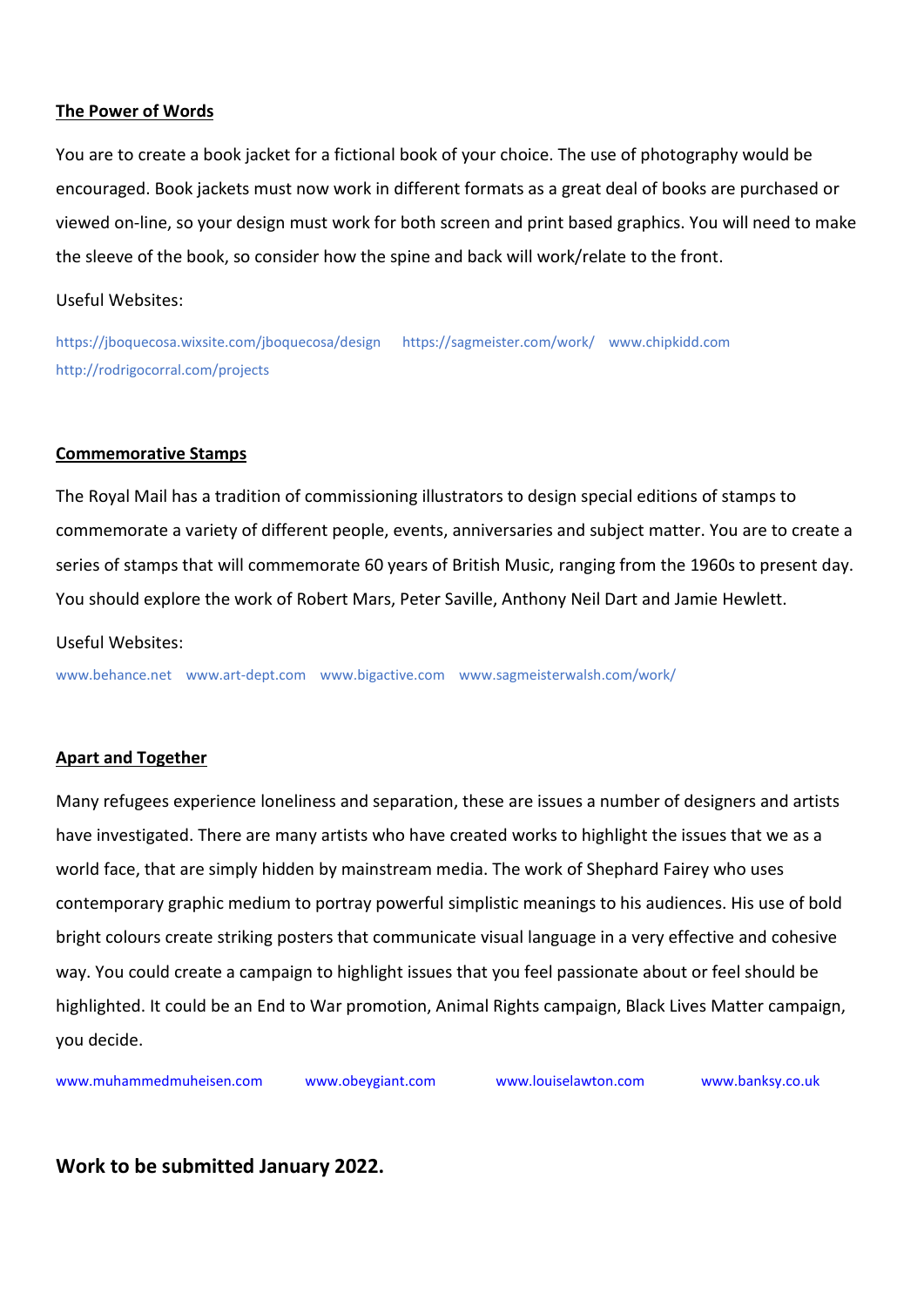**The Power of Words**

You are to create a book jacket for a fictional book of your choice. The use of photography would be encouraged. Book jackets must now work in different formats as a great deal of books are purchased or viewed on-line, so your design must work for both screen and print based graphics. You will need to make the sleeve of the book, so consider how the spine and back will work/relate to the front.

Useful Websites:

https://jboquecosa.wixsite.com/jboquecosa/design https://sagmeister.com/work/ www.chipkidd.com http://rodrigocorral.com/projects

**Commemorative Stamps**

The Royal Mail has a tradition of commissioning illustrators to design special editions of stamps to commemorate a variety of different people, events, anniversaries and subject matter. You are to create a series of stamps that will commemorate 60 years of British Music, ranging from the 1960s to present day. You should explore the work of Robert Mars, Peter Saville, Anthony Neil Dart and Jamie Hewlett.

Useful Websites:

www.behance.net www.art-dept.com www.bigactive.com www.sagmeisterwalsh.com/work/

**Apart and Together**

Many refugees experience loneliness and separation, these are issues a number of designers and artists have investigated. There are many artists who have created works to highlight the issues that we as a world face, that are simply hidden by mainstream media. The work of Shephard Fairey who uses contemporary graphic medium to portray powerful simplistic meanings to his audiences. His use of bold bright colours create striking posters that communicate visual language in a very effective and cohesive way. You could create a campaign to highlight issues that you feel passionate about or feel should be highlighted. It could be an End to War promotion, Animal Rights campaign, Black Lives Matter campaign, you decide.

www.muhammedmuheisen.com www.obeygiant.com www.louiselawton.com www.banksy.co.uk

**Work to be submitted January 2022.**